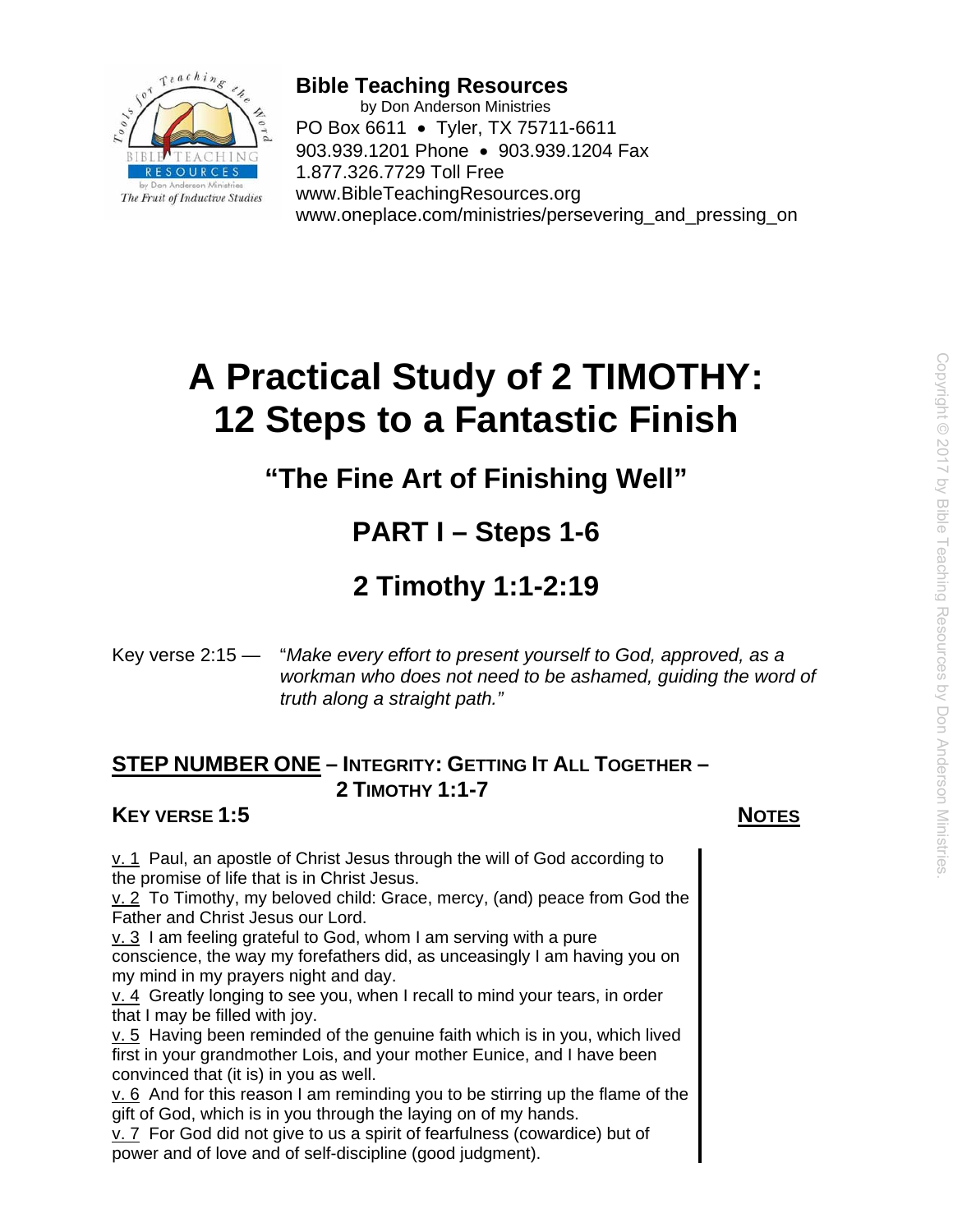**Bible Teaching Resources**
by Don Anderson Ministries
PO Box 6611 • Tyler, TX 75711-6611
903.939.1201 Phone • 903.939.1204 Fax
1.877.326.7729 Toll Free
www.BibleTeachingResources.org
www.oneplace.com/ministries/persevering_and_pressing_on

# A Practical Study of 2 TIMOTHY: 12 Steps to a Fantastic Finish

## "The Fine Art of Finishing Well"

## PART I – Steps 1-6

## 2 Timothy 1:1-2:19

Key verse 2:15 — "*Make every effort to present yourself to God, approved, as a workman who does not need to be ashamed, guiding the word of truth along a straight path.*"

### STEP NUMBER ONE – INTEGRITY: GETTING IT ALL TOGETHER – 2 TIMOTHY 1:1-7

**KEY VERSE 1:5** **NOTES**

v. 1 Paul, an apostle of Christ Jesus through the will of God according to the promise of life that is in Christ Jesus.
v. 2 To Timothy, my beloved child: Grace, mercy, (and) peace from God the Father and Christ Jesus our Lord.
v. 3 I am feeling grateful to God, whom I am serving with a pure conscience, the way my forefathers did, as unceasingly I am having you on my mind in my prayers night and day.
v. 4 Greatly longing to see you, when I recall to mind your tears, in order that I may be filled with joy.
v. 5 Having been reminded of the genuine faith which is in you, which lived first in your grandmother Lois, and your mother Eunice, and I have been convinced that (it is) in you as well.
v. 6 And for this reason I am reminding you to be stirring up the flame of the gift of God, which is in you through the laying on of my hands.
v. 7 For God did not give to us a spirit of fearfulness (cowardice) but of power and of love and of self-discipline (good judgment).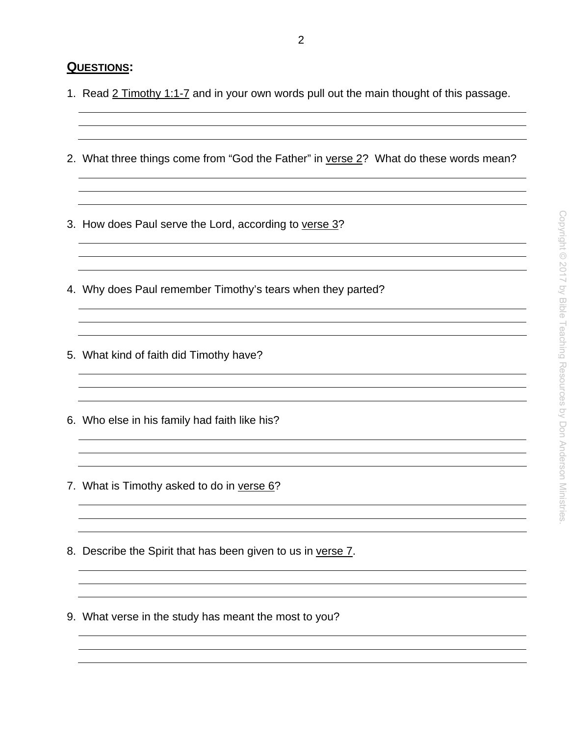## QUESTIONS:

1. Read 2 Timothy 1:1-7 and in your own words pull out the main thought of this passage.

2. What three things come from "God the Father" in verse 2? What do these words mean?

3. How does Paul serve the Lord, according to verse 3?

4. Why does Paul remember Timothy's tears when they parted?

5. What kind of faith did Timothy have?

6. Who else in his family had faith like his?

7. What is Timothy asked to do in verse 6?

8. Describe the Spirit that has been given to us in verse 7.

9. What verse in the study has meant the most to you?

Copyright © 2017 by Bible Teaching Resources by Don Anderson Ministries.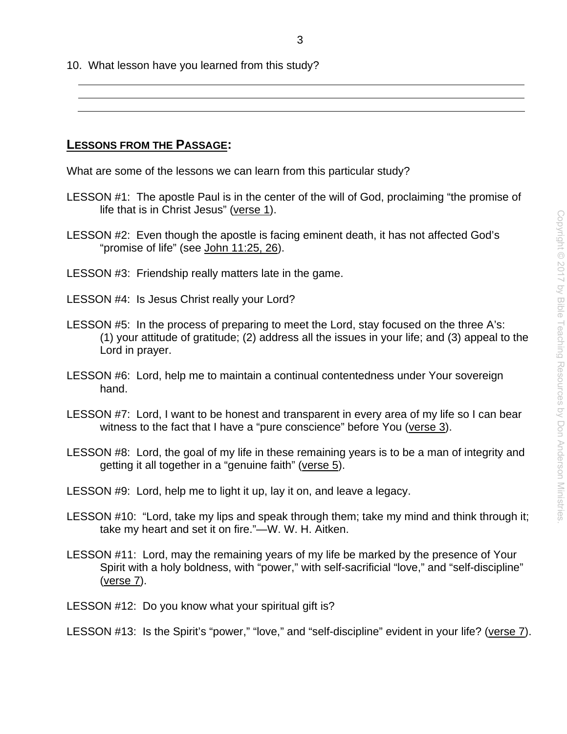10. What lesson have you learned from this study?

______________________________________________________________________________

______________________________________________________________________________

______________________________________________________________________________

## LESSONS FROM THE PASSAGE:

What are some of the lessons we can learn from this particular study?

LESSON #1: The apostle Paul is in the center of the will of God, proclaiming "the promise of life that is in Christ Jesus" (verse 1).

LESSON #2: Even though the apostle is facing eminent death, it has not affected God's "promise of life" (see John 11:25, 26).

LESSON #3: Friendship really matters late in the game.

LESSON #4: Is Jesus Christ really your Lord?

LESSON #5: In the process of preparing to meet the Lord, stay focused on the three A's: (1) your attitude of gratitude; (2) address all the issues in your life; and (3) appeal to the Lord in prayer.

LESSON #6: Lord, help me to maintain a continual contentedness under Your sovereign hand.

LESSON #7: Lord, I want to be honest and transparent in every area of my life so I can bear witness to the fact that I have a "pure conscience" before You (verse 3).

LESSON #8: Lord, the goal of my life in these remaining years is to be a man of integrity and getting it all together in a "genuine faith" (verse 5).

LESSON #9: Lord, help me to light it up, lay it on, and leave a legacy.

LESSON #10: "Lord, take my lips and speak through them; take my mind and think through it; take my heart and set it on fire."—W. W. H. Aitken.

LESSON #11: Lord, may the remaining years of my life be marked by the presence of Your Spirit with a holy boldness, with "power," with self-sacrificial "love," and "self-discipline" (verse 7).

LESSON #12: Do you know what your spiritual gift is?

LESSON #13: Is the Spirit's "power," "love," and "self-discipline" evident in your life? (verse 7).

Copyright © 2017 by Bible Teaching Resources by Don Anderson Ministries.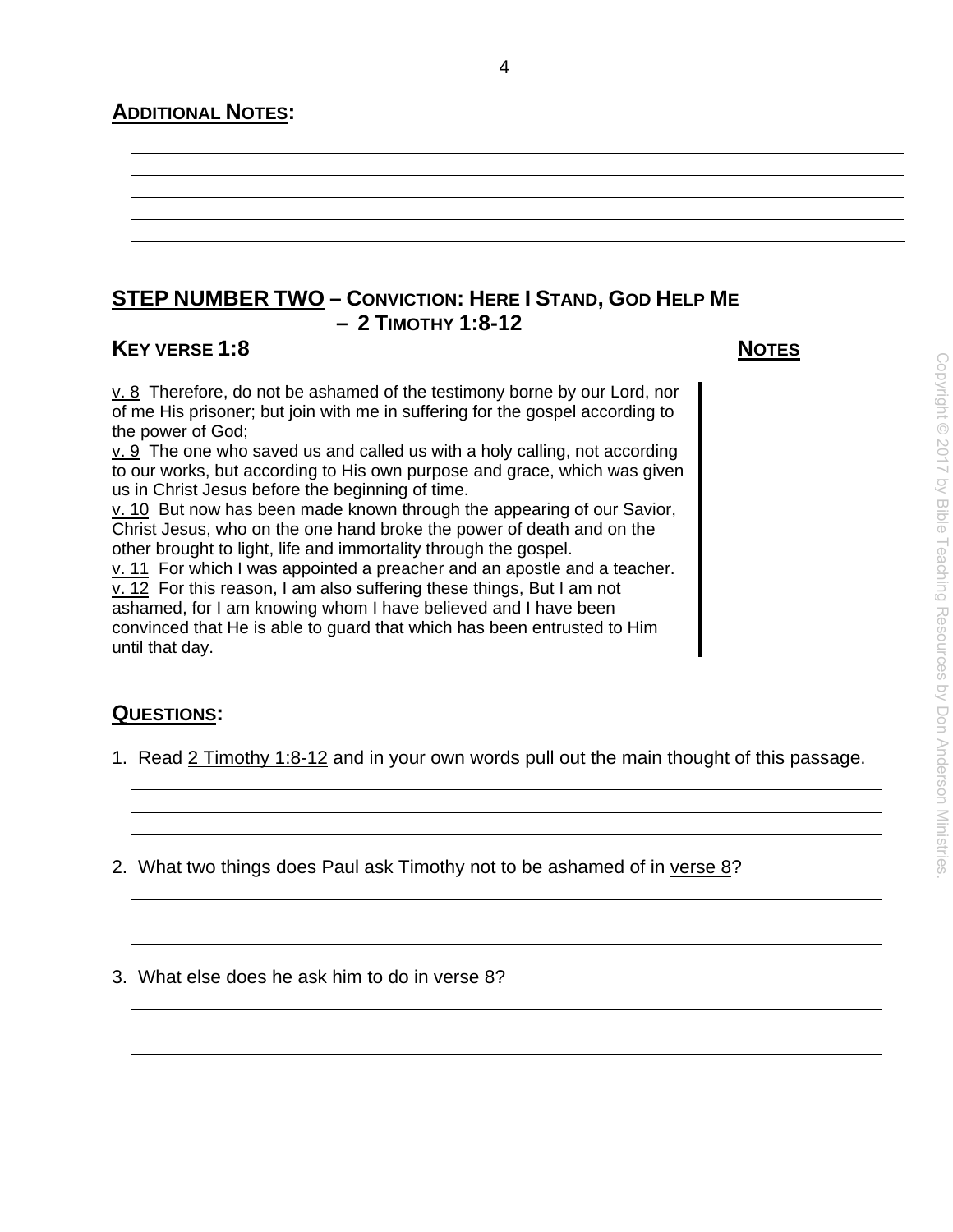## ADDITIONAL NOTES:

## STEP NUMBER TWO – CONVICTION: HERE I STAND, GOD HELP ME – 2 TIMOTHY 1:8-12

### KEY VERSE 1:8

**NOTES**

v. 8 Therefore, do not be ashamed of the testimony borne by our Lord, nor of me His prisoner; but join with me in suffering for the gospel according to the power of God;
v. 9 The one who saved us and called us with a holy calling, not according to our works, but according to His own purpose and grace, which was given us in Christ Jesus before the beginning of time.
v. 10 But now has been made known through the appearing of our Savior, Christ Jesus, who on the one hand broke the power of death and on the other brought to light, life and immortality through the gospel.
v. 11 For which I was appointed a preacher and an apostle and a teacher.
v. 12 For this reason, I am also suffering these things, But I am not ashamed, for I am knowing whom I have believed and I have been convinced that He is able to guard that which has been entrusted to Him until that day.

## QUESTIONS:

1. Read 2 Timothy 1:8-12 and in your own words pull out the main thought of this passage.

2. What two things does Paul ask Timothy not to be ashamed of in verse 8?

3. What else does he ask him to do in verse 8?

Copyright © 2017 by Bible Teaching Resources by Don Anderson Ministries.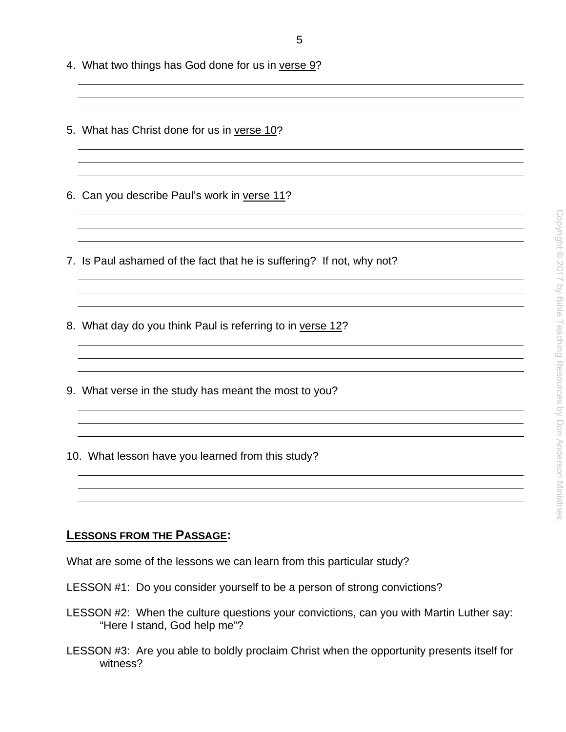4. What two things has God done for us in <u>verse 9</u>?

5. What has Christ done for us in <u>verse 10</u>?

6. Can you describe Paul's work in <u>verse 11</u>?

7. Is Paul ashamed of the fact that he is suffering? If not, why not?

8. What day do you think Paul is referring to in <u>verse 12</u>?

9. What verse in the study has meant the most to you?

10. What lesson have you learned from this study?

## LESSONS FROM THE PASSAGE:

What are some of the lessons we can learn from this particular study?

LESSON #1: Do you consider yourself to be a person of strong convictions?

LESSON #2: When the culture questions your convictions, can you with Martin Luther say: "Here I stand, God help me"?

LESSON #3: Are you able to boldly proclaim Christ when the opportunity presents itself for witness?

Copyright © 2017 by Bible Teaching Resources by Don Anderson Ministries.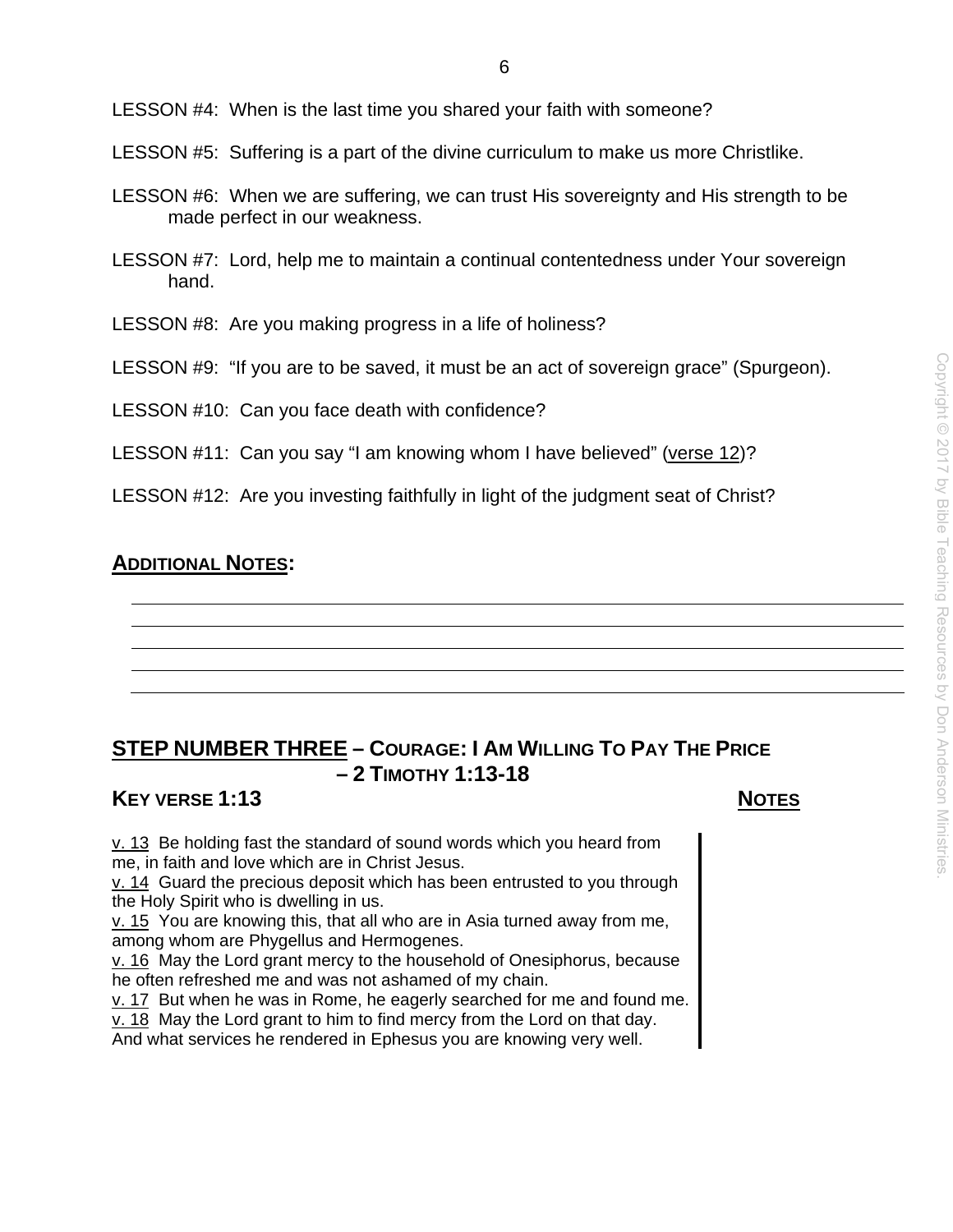LESSON #4: When is the last time you shared your faith with someone?

LESSON #5: Suffering is a part of the divine curriculum to make us more Christlike.

LESSON #6: When we are suffering, we can trust His sovereignty and His strength to be made perfect in our weakness.

LESSON #7: Lord, help me to maintain a continual contentedness under Your sovereign hand.

LESSON #8: Are you making progress in a life of holiness?

LESSON #9: "If you are to be saved, it must be an act of sovereign grace" (Spurgeon).

LESSON #10: Can you face death with confidence?

LESSON #11: Can you say "I am knowing whom I have believed" (verse 12)?

LESSON #12: Are you investing faithfully in light of the judgment seat of Christ?

## ADDITIONAL NOTES:

## STEP NUMBER THREE – COURAGE: I AM WILLING TO PAY THE PRICE – 2 TIMOTHY 1:13-18

### KEY VERSE 1:13

**NOTES**

v. 13 Be holding fast the standard of sound words which you heard from me, in faith and love which are in Christ Jesus.
v. 14 Guard the precious deposit which has been entrusted to you through the Holy Spirit who is dwelling in us.
v. 15 You are knowing this, that all who are in Asia turned away from me, among whom are Phygellus and Hermogenes.
v. 16 May the Lord grant mercy to the household of Onesiphorus, because he often refreshed me and was not ashamed of my chain.
v. 17 But when he was in Rome, he eagerly searched for me and found me.
v. 18 May the Lord grant to him to find mercy from the Lord on that day. And what services he rendered in Ephesus you are knowing very well.

Copyright © 2017 by Bible Teaching Resources by Don Anderson Ministries.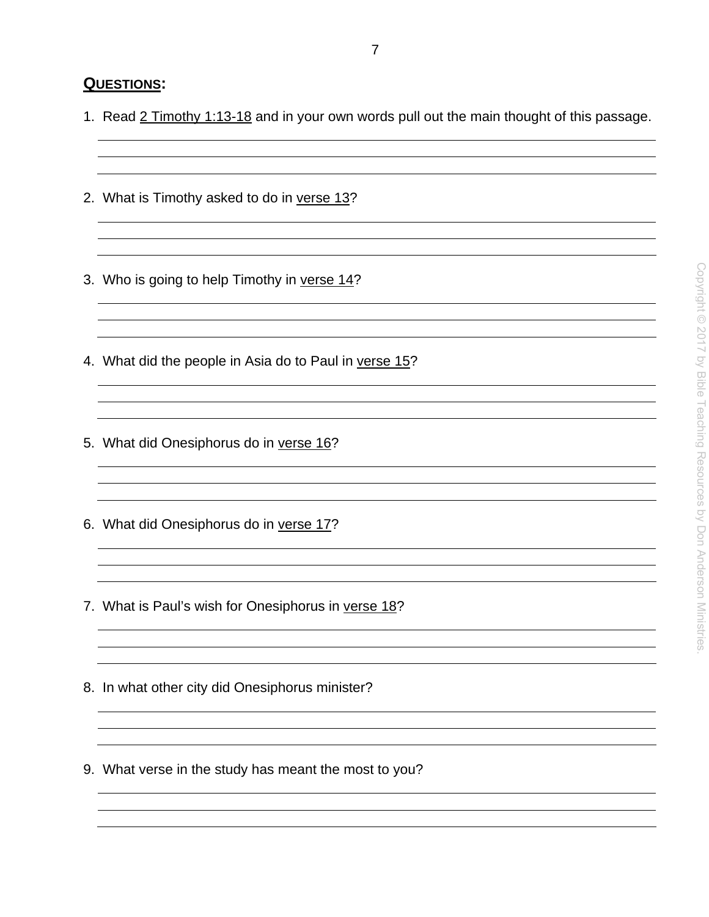## QUESTIONS:

1. Read 2 Timothy 1:13-18 and in your own words pull out the main thought of this passage.

2. What is Timothy asked to do in verse 13?

3. Who is going to help Timothy in verse 14?

4. What did the people in Asia do to Paul in verse 15?

5. What did Onesiphorus do in verse 16?

6. What did Onesiphorus do in verse 17?

7. What is Paul's wish for Onesiphorus in verse 18?

8. In what other city did Onesiphorus minister?

9. What verse in the study has meant the most to you?

Copyright © 2017 by Bible Teaching Resources by Don Anderson Ministries.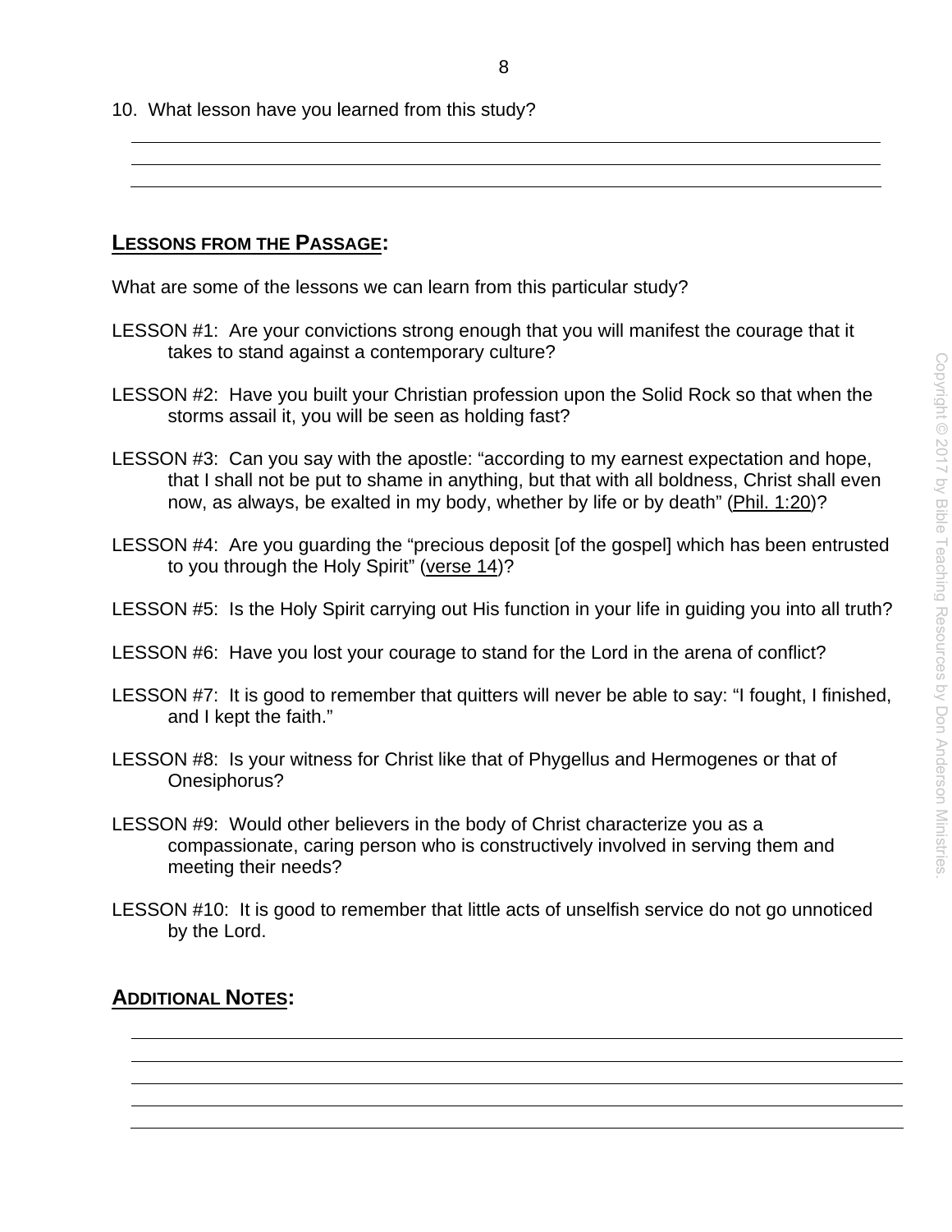10. What lesson have you learned from this study?

## LESSONS FROM THE PASSAGE:

What are some of the lessons we can learn from this particular study?

LESSON #1: Are your convictions strong enough that you will manifest the courage that it takes to stand against a contemporary culture?

LESSON #2: Have you built your Christian profession upon the Solid Rock so that when the storms assail it, you will be seen as holding fast?

LESSON #3: Can you say with the apostle: "according to my earnest expectation and hope, that I shall not be put to shame in anything, but that with all boldness, Christ shall even now, as always, be exalted in my body, whether by life or by death" (Phil. 1:20)?

LESSON #4: Are you guarding the "precious deposit [of the gospel] which has been entrusted to you through the Holy Spirit" (verse 14)?

LESSON #5: Is the Holy Spirit carrying out His function in your life in guiding you into all truth?

LESSON #6: Have you lost your courage to stand for the Lord in the arena of conflict?

LESSON #7: It is good to remember that quitters will never be able to say: "I fought, I finished, and I kept the faith."

LESSON #8: Is your witness for Christ like that of Phygellus and Hermogenes or that of Onesiphorus?

LESSON #9: Would other believers in the body of Christ characterize you as a compassionate, caring person who is constructively involved in serving them and meeting their needs?

LESSON #10: It is good to remember that little acts of unselfish service do not go unnoticed by the Lord.

## ADDITIONAL NOTES:

Copyright © 2017 by Bible Teaching Resources by Don Anderson Ministries.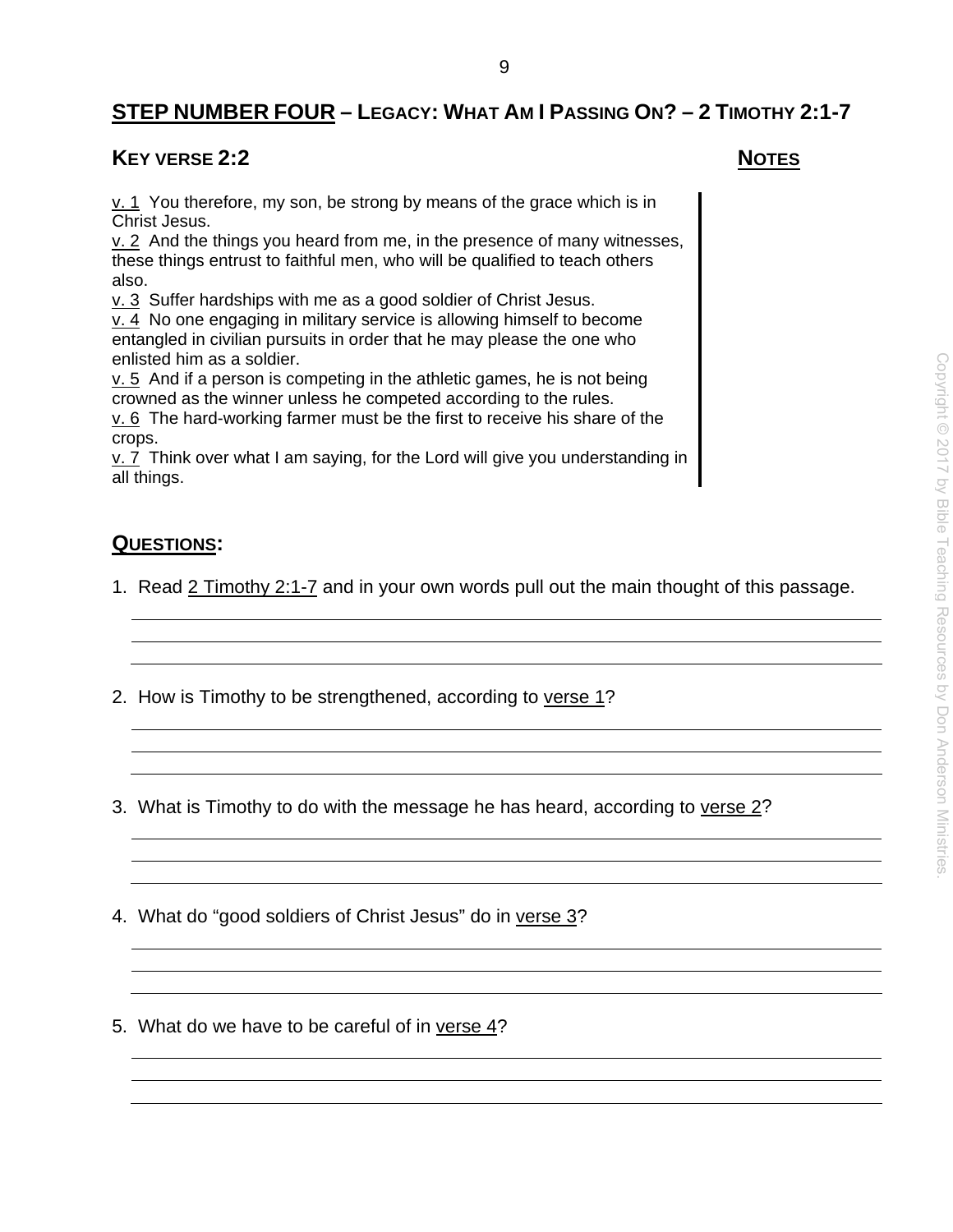## STEP NUMBER FOUR – LEGACY: WHAT AM I PASSING ON? – 2 TIMOTHY 2:1-7

### KEY VERSE 2:2

**NOTES**

v. 1 You therefore, my son, be strong by means of the grace which is in Christ Jesus.
v. 2 And the things you heard from me, in the presence of many witnesses, these things entrust to faithful men, who will be qualified to teach others also.
v. 3 Suffer hardships with me as a good soldier of Christ Jesus.
v. 4 No one engaging in military service is allowing himself to become entangled in civilian pursuits in order that he may please the one who enlisted him as a soldier.
v. 5 And if a person is competing in the athletic games, he is not being crowned as the winner unless he competed according to the rules.
v. 6 The hard-working farmer must be the first to receive his share of the crops.
v. 7 Think over what I am saying, for the Lord will give you understanding in all things.

### QUESTIONS:

1. Read 2 Timothy 2:1-7 and in your own words pull out the main thought of this passage.

2. How is Timothy to be strengthened, according to verse 1?

3. What is Timothy to do with the message he has heard, according to verse 2?

4. What do "good soldiers of Christ Jesus" do in verse 3?

5. What do we have to be careful of in verse 4?

Copyright © 2017 by Bible Teaching Resources by Don Anderson Ministries.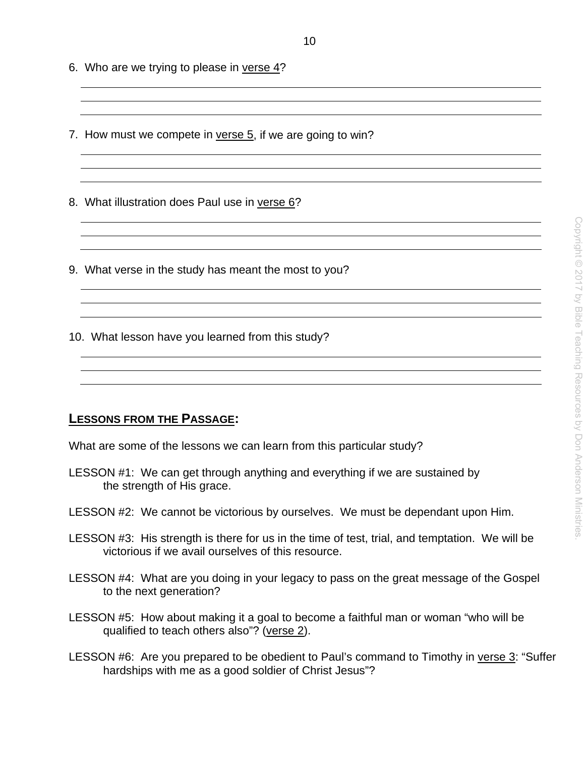6. Who are we trying to please in verse 4?

7. How must we compete in verse 5, if we are going to win?

8. What illustration does Paul use in verse 6?

9. What verse in the study has meant the most to you?

10. What lesson have you learned from this study?

## LESSONS FROM THE PASSAGE:

What are some of the lessons we can learn from this particular study?

LESSON #1: We can get through anything and everything if we are sustained by the strength of His grace.

LESSON #2: We cannot be victorious by ourselves. We must be dependant upon Him.

LESSON #3: His strength is there for us in the time of test, trial, and temptation. We will be victorious if we avail ourselves of this resource.

LESSON #4: What are you doing in your legacy to pass on the great message of the Gospel to the next generation?

LESSON #5: How about making it a goal to become a faithful man or woman "who will be qualified to teach others also"? (verse 2).

LESSON #6: Are you prepared to be obedient to Paul's command to Timothy in verse 3: "Suffer hardships with me as a good soldier of Christ Jesus"?

Copyright © 2017 by Bible Teaching Resources by Don Anderson Ministries.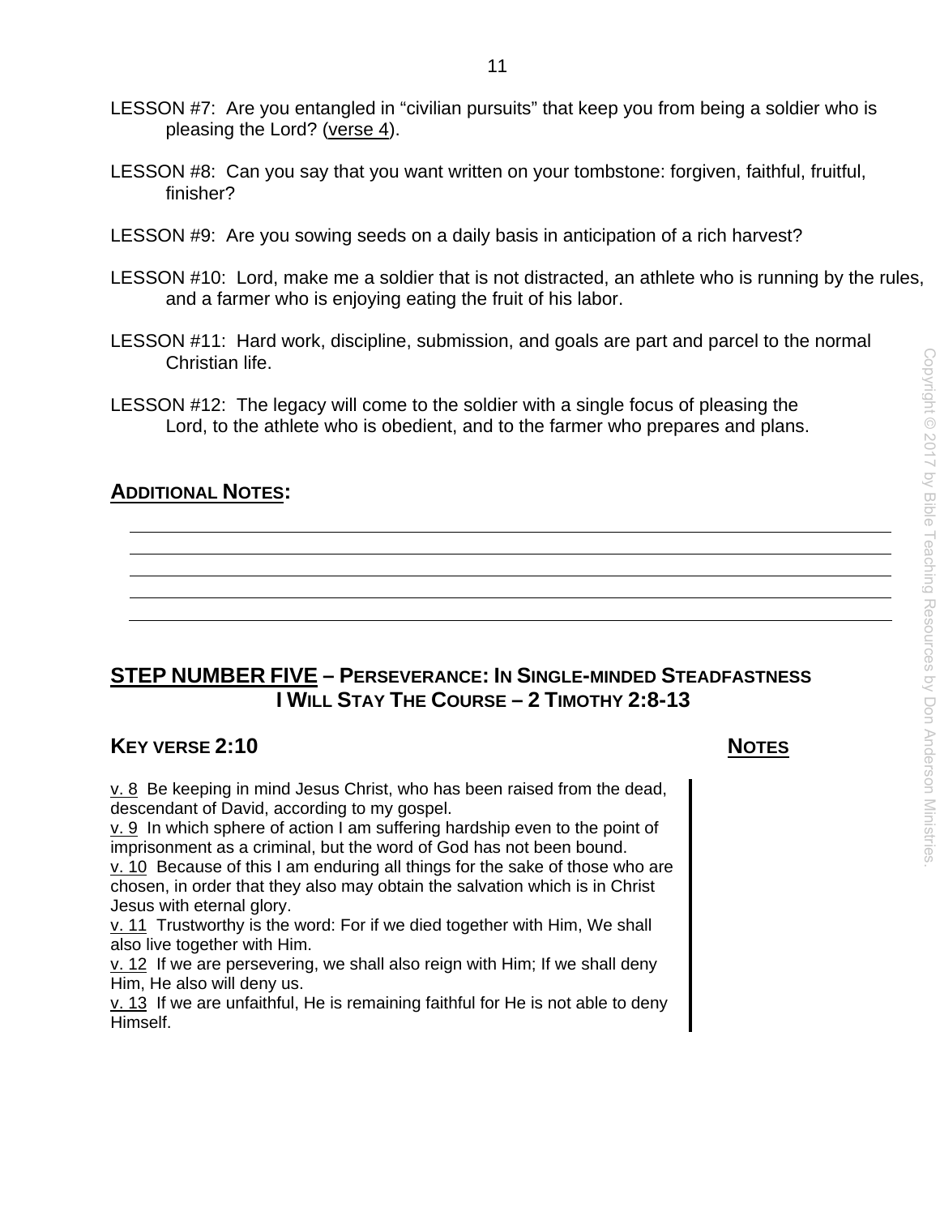LESSON #7: Are you entangled in “civilian pursuits” that keep you from being a soldier who is pleasing the Lord? (verse 4).

LESSON #8: Can you say that you want written on your tombstone: forgiven, faithful, fruitful, finisher?

LESSON #9: Are you sowing seeds on a daily basis in anticipation of a rich harvest?

LESSON #10: Lord, make me a soldier that is not distracted, an athlete who is running by the rules, and a farmer who is enjoying eating the fruit of his labor.

LESSON #11: Hard work, discipline, submission, and goals are part and parcel to the normal Christian life.

LESSON #12: The legacy will come to the soldier with a single focus of pleasing the Lord, to the athlete who is obedient, and to the farmer who prepares and plans.

## ADDITIONAL NOTES:

## STEP NUMBER FIVE – PERSEVERANCE: IN SINGLE-MINDED STEADFASTNESS I WILL STAY THE COURSE – 2 TIMOTHY 2:8-13

### KEY VERSE 2:10

**NOTES**

v. 8 Be keeping in mind Jesus Christ, who has been raised from the dead, descendant of David, according to my gospel.
v. 9 In which sphere of action I am suffering hardship even to the point of imprisonment as a criminal, but the word of God has not been bound.
v. 10 Because of this I am enduring all things for the sake of those who are chosen, in order that they also may obtain the salvation which is in Christ Jesus with eternal glory.
v. 11 Trustworthy is the word: For if we died together with Him, We shall also live together with Him.
v. 12 If we are persevering, we shall also reign with Him; If we shall deny Him, He also will deny us.
v. 13 If we are unfaithful, He is remaining faithful for He is not able to deny Himself.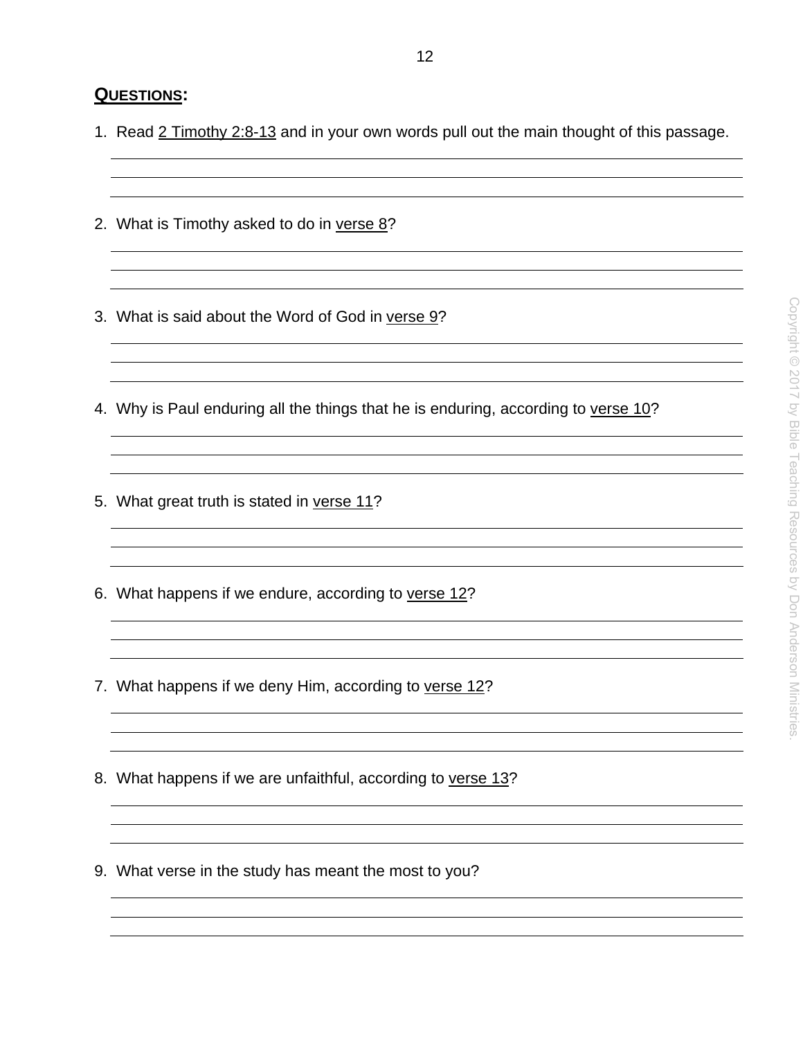## QUESTIONS:

1. Read 2 Timothy 2:8-13 and in your own words pull out the main thought of this passage.

2. What is Timothy asked to do in verse 8?

3. What is said about the Word of God in verse 9?

4. Why is Paul enduring all the things that he is enduring, according to verse 10?

5. What great truth is stated in verse 11?

6. What happens if we endure, according to verse 12?

7. What happens if we deny Him, according to verse 12?

8. What happens if we are unfaithful, according to verse 13?

9. What verse in the study has meant the most to you?

Copyright © 2017 by Bible Teaching Resources by Don Anderson Ministries.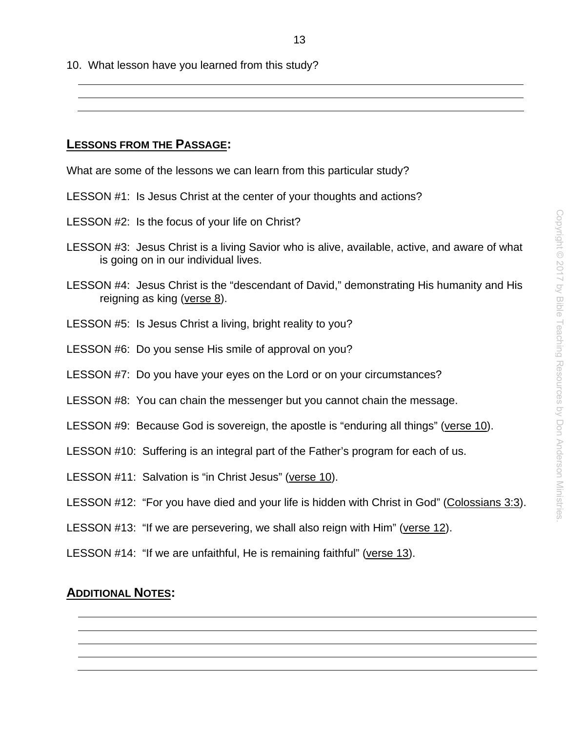10. What lesson have you learned from this study?

______________________________________________________________________________
______________________________________________________________________________
______________________________________________________________________________

## LESSONS FROM THE PASSAGE:

What are some of the lessons we can learn from this particular study?

LESSON #1: Is Jesus Christ at the center of your thoughts and actions?

LESSON #2: Is the focus of your life on Christ?

LESSON #3: Jesus Christ is a living Savior who is alive, available, active, and aware of what is going on in our individual lives.

LESSON #4: Jesus Christ is the "descendant of David," demonstrating His humanity and His reigning as king (verse 8).

LESSON #5: Is Jesus Christ a living, bright reality to you?

LESSON #6: Do you sense His smile of approval on you?

LESSON #7: Do you have your eyes on the Lord or on your circumstances?

LESSON #8: You can chain the messenger but you cannot chain the message.

LESSON #9: Because God is sovereign, the apostle is "enduring all things" (verse 10).

LESSON #10: Suffering is an integral part of the Father's program for each of us.

LESSON #11: Salvation is "in Christ Jesus" (verse 10).

LESSON #12: "For you have died and your life is hidden with Christ in God" (Colossians 3:3).

LESSON #13: "If we are persevering, we shall also reign with Him" (verse 12).

LESSON #14: "If we are unfaithful, He is remaining faithful" (verse 13).

## ADDITIONAL NOTES:

______________________________________________________________________________
______________________________________________________________________________
______________________________________________________________________________
______________________________________________________________________________
______________________________________________________________________________

Copyright © 2017 by Bible Teaching Resources by Don Anderson Ministries.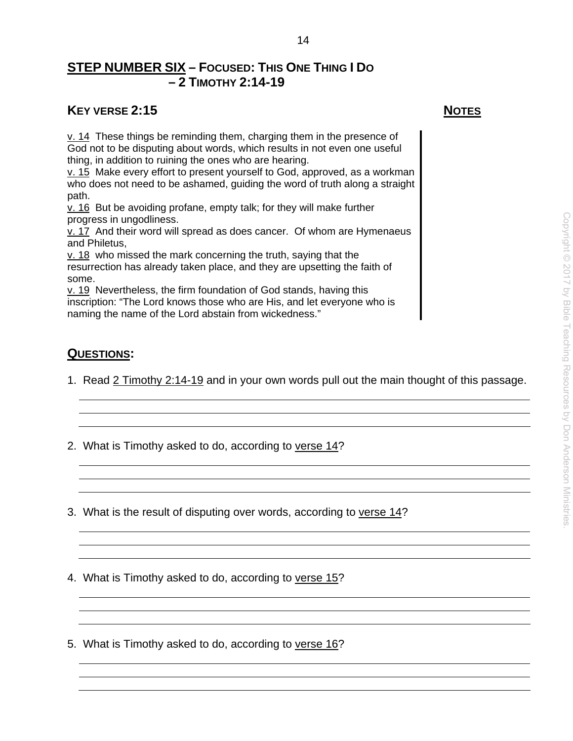## STEP NUMBER SIX – FOCUSED: THIS ONE THING I DO – 2 TIMOTHY 2:14-19

### KEY VERSE 2:15

**NOTES**

v. 14 These things be reminding them, charging them in the presence of God not to be disputing about words, which results in not even one useful thing, in addition to ruining the ones who are hearing.
v. 15 Make every effort to present yourself to God, approved, as a workman who does not need to be ashamed, guiding the word of truth along a straight path.
v. 16 But be avoiding profane, empty talk; for they will make further progress in ungodliness.
v. 17 And their word will spread as does cancer. Of whom are Hymenaeus and Philetus,
v. 18 who missed the mark concerning the truth, saying that the resurrection has already taken place, and they are upsetting the faith of some.
v. 19 Nevertheless, the firm foundation of God stands, having this inscription: "The Lord knows those who are His, and let everyone who is naming the name of the Lord abstain from wickedness."

### QUESTIONS:

1. Read 2 Timothy 2:14-19 and in your own words pull out the main thought of this passage.

2. What is Timothy asked to do, according to verse 14?

3. What is the result of disputing over words, according to verse 14?

4. What is Timothy asked to do, according to verse 15?

5. What is Timothy asked to do, according to verse 16?

Copyright © 2017 by Bible Teaching Resources by Don Anderson Ministries.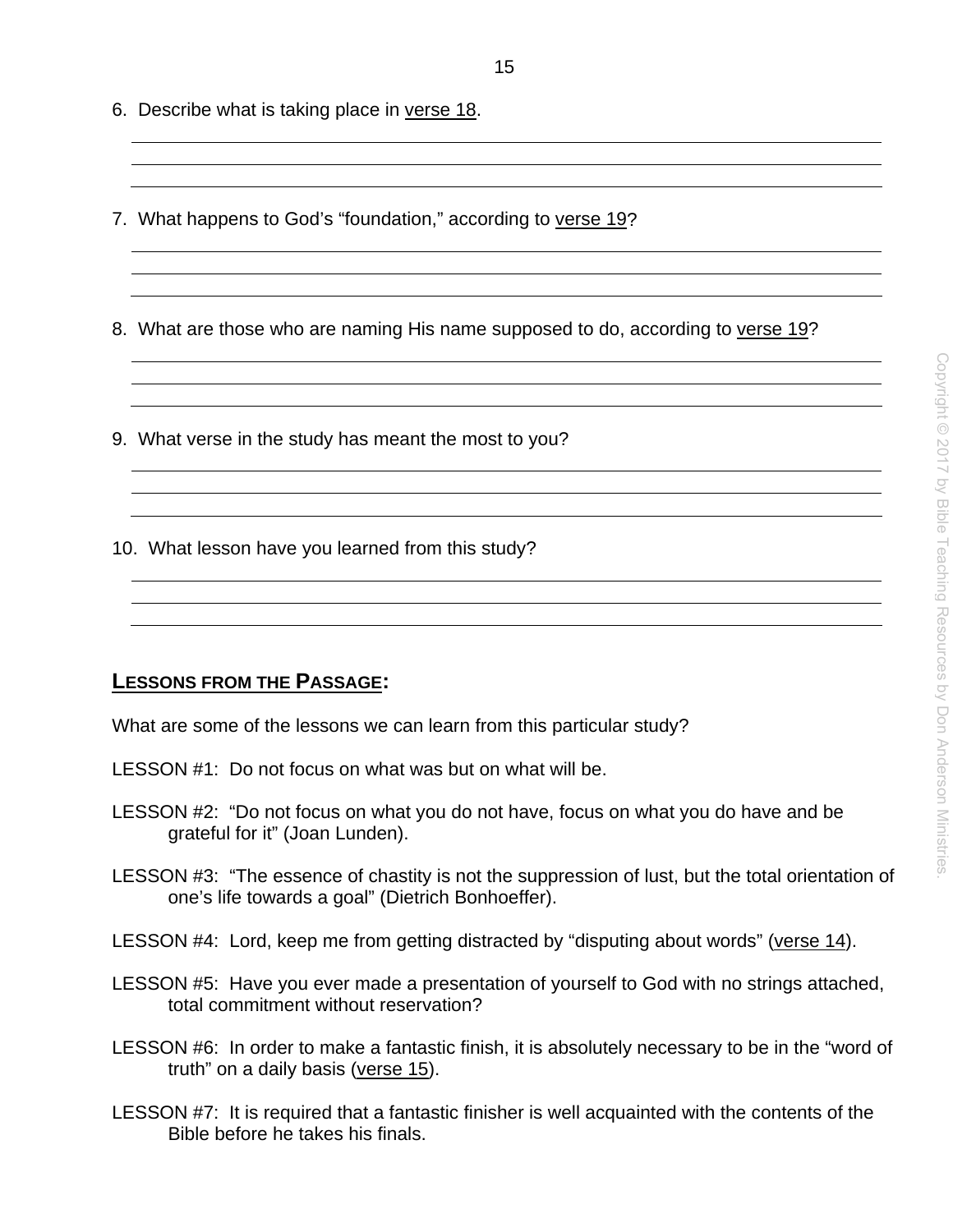6. Describe what is taking place in verse 18.

7. What happens to God's "foundation," according to verse 19?

8. What are those who are naming His name supposed to do, according to verse 19?

9. What verse in the study has meant the most to you?

10. What lesson have you learned from this study?

## LESSONS FROM THE PASSAGE:

What are some of the lessons we can learn from this particular study?

LESSON #1: Do not focus on what was but on what will be.

LESSON #2: "Do not focus on what you do not have, focus on what you do have and be grateful for it" (Joan Lunden).

LESSON #3: "The essence of chastity is not the suppression of lust, but the total orientation of one's life towards a goal" (Dietrich Bonhoeffer).

LESSON #4: Lord, keep me from getting distracted by "disputing about words" (verse 14).

LESSON #5: Have you ever made a presentation of yourself to God with no strings attached, total commitment without reservation?

LESSON #6: In order to make a fantastic finish, it is absolutely necessary to be in the "word of truth" on a daily basis (verse 15).

LESSON #7: It is required that a fantastic finisher is well acquainted with the contents of the Bible before he takes his finals.

Copyright © 2017 by Bible Teaching Resources by Don Anderson Ministries.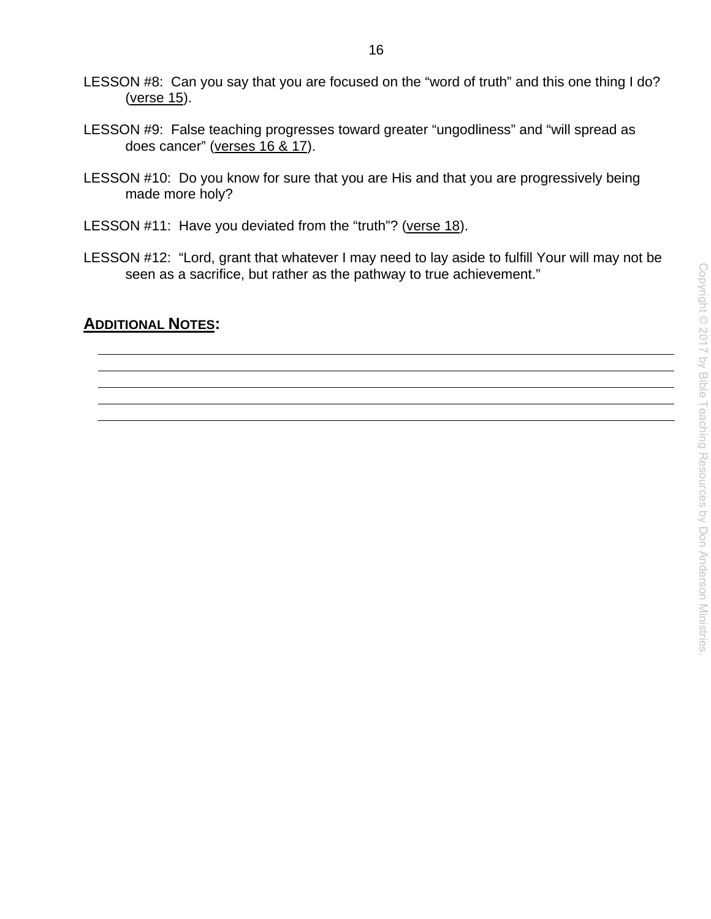LESSON #8:  Can you say that you are focused on the “word of truth” and this one thing I do? (verse 15).

LESSON #9:  False teaching progresses toward greater “ungodliness” and “will spread as does cancer” (verses 16 & 17).

LESSON #10:  Do you know for sure that you are His and that you are progressively being made more holy?

LESSON #11:  Have you deviated from the “truth”? (verse 18).

LESSON #12:  “Lord, grant that whatever I may need to lay aside to fulfill Your will may not be seen as a sacrifice, but rather as the pathway to true achievement.”

## ADDITIONAL NOTES:

Copyright © 2017 by Bible Teaching Resources by Don Anderson Ministries.